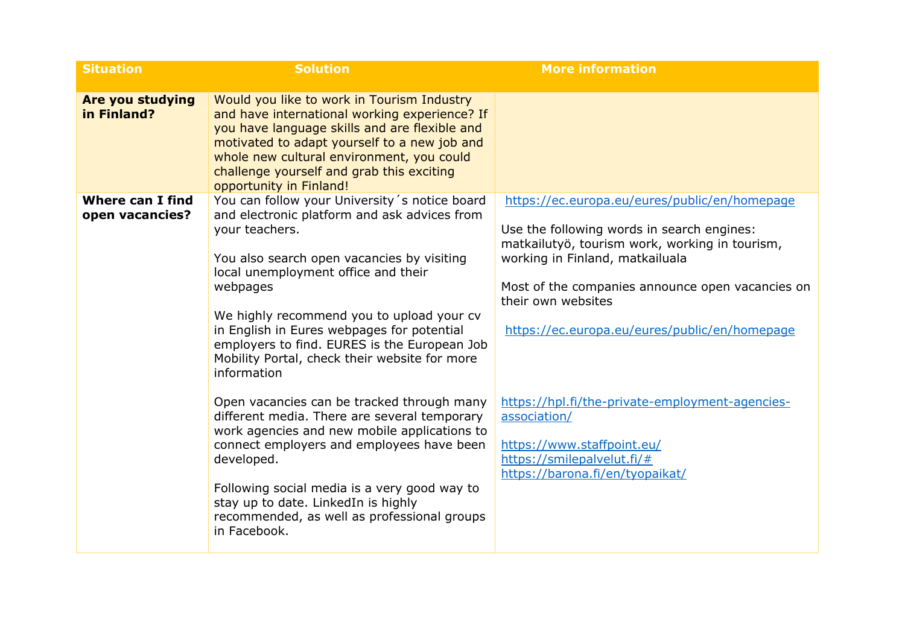| Situation | Solution | More information |
|---|---|---|
| **Are you studying in Finland?** | Would you like to work in Tourism Industry and have international working experience? If you have language skills and are flexible and motivated to adapt yourself to a new job and whole new cultural environment, you could challenge yourself and grab this exciting opportunity in Finland! | |
| **Where can I find open vacancies?** | You can follow your University´s notice board and electronic platform and ask advices from your teachers.<br><br>You also search open vacancies by visiting local unemployment office and their webpages<br><br>We highly recommend you to upload your cv in English in Eures webpages for potential employers to find. EURES is the European Job Mobility Portal, check their website for more information<br><br>Open vacancies can be tracked through many different media. There are several temporary work agencies and new mobile applications to connect employers and employees have been developed.<br><br>Following social media is a very good way to stay up to date. LinkedIn is highly recommended, as well as professional groups in Facebook. | https://ec.europa.eu/eures/public/en/homepage<br><br>Use the following words in search engines: matkailutyö, tourism work, working in tourism, working in Finland, matkailuala<br><br>Most of the companies announce open vacancies on their own websites<br><br>https://ec.europa.eu/eures/public/en/homepage<br><br>https://hpl.fi/the-private-employment-agencies-association/<br><br>https://www.staffpoint.eu/<br>https://smilepalvelut.fi/#<br>https://barona.fi/en/tyopaikat/ |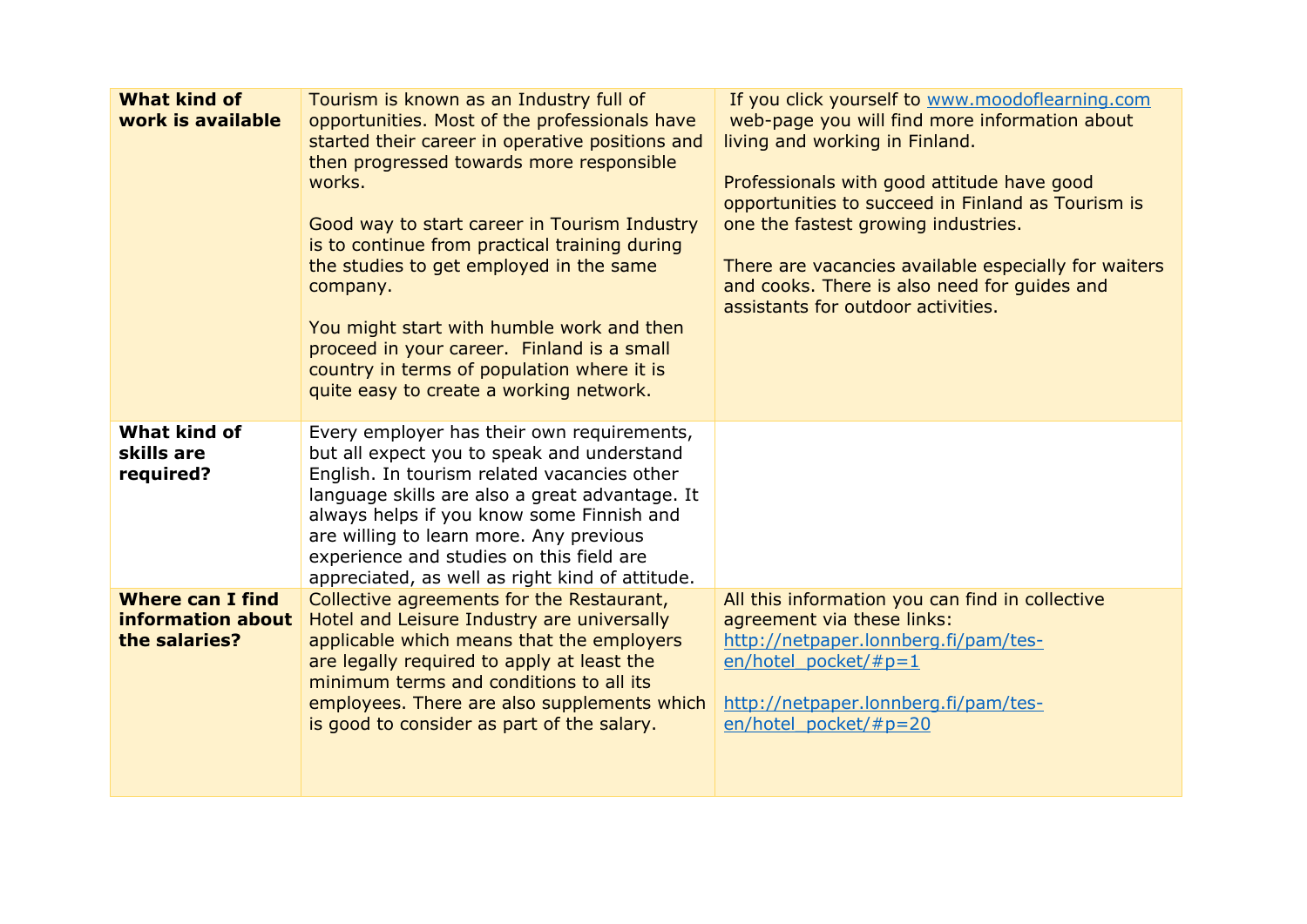| **What kind of work is available** | Tourism is known as an Industry full of opportunities. Most of the professionals have started their career in operative positions and then progressed towards more responsible works.<br><br>Good way to start career in Tourism Industry is to continue from practical training during the studies to get employed in the same company.<br><br>You might start with humble work and then proceed in your career. Finland is a small country in terms of population where it is quite easy to create a working network. | If you click yourself to www.moodoflearning.com web-page you will find more information about living and working in Finland.<br><br>Professionals with good attitude have good opportunities to succeed in Finland as Tourism is one the fastest growing industries.<br><br>There are vacancies available especially for waiters and cooks. There is also need for guides and assistants for outdoor activities. |
|---|---|---|
| **What kind of skills are required?** | Every employer has their own requirements, but all expect you to speak and understand English. In tourism related vacancies other language skills are also a great advantage. It always helps if you know some Finnish and are willing to learn more. Any previous experience and studies on this field are appreciated, as well as right kind of attitude. | |
| **Where can I find information about the salaries?** | Collective agreements for the Restaurant, Hotel and Leisure Industry are universally applicable which means that the employers are legally required to apply at least the minimum terms and conditions to all its employees. There are also supplements which is good to consider as part of the salary. | All this information you can find in collective agreement via these links:<br>http://netpaper.lonnberg.fi/pam/tes-en/hotel_pocket/#p=1<br><br>http://netpaper.lonnberg.fi/pam/tes-en/hotel_pocket/#p=20 |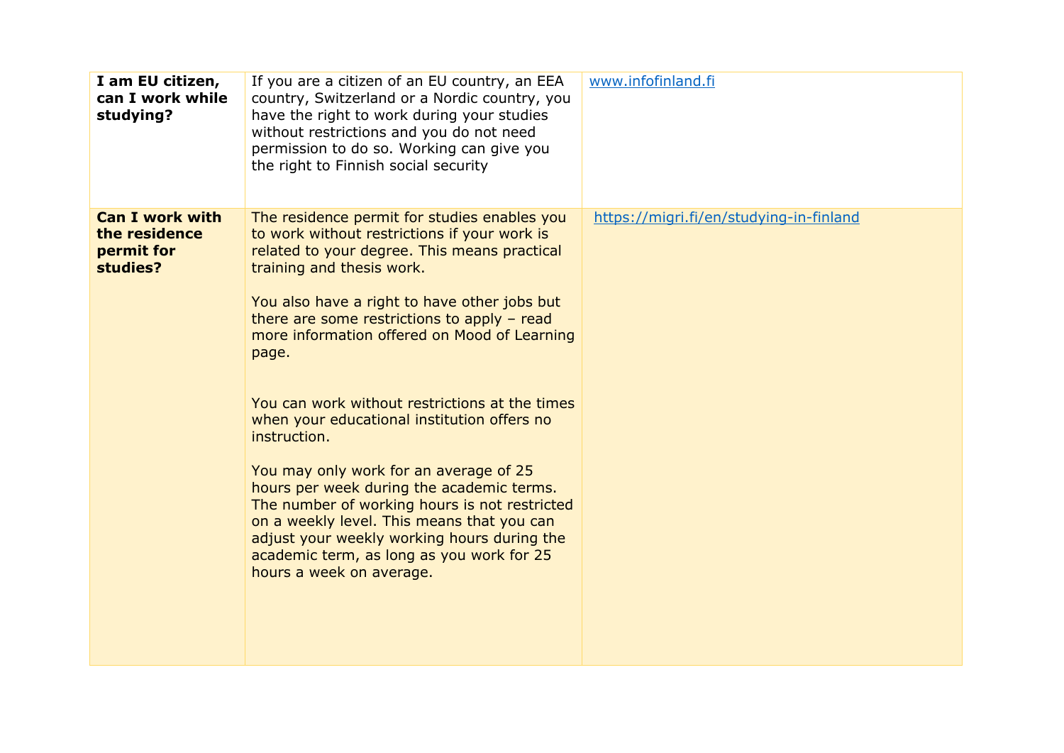| | | |
|---|---|---|
| **I am EU citizen, can I work while studying?** | If you are a citizen of an EU country, an EEA country, Switzerland or a Nordic country, you have the right to work during your studies without restrictions and you do not need permission to do so. Working can give you the right to Finnish social security | www.infofinland.fi |
| **Can I work with the residence permit for studies?** | The residence permit for studies enables you to work without restrictions if your work is related to your degree. This means practical training and thesis work.<br><br>You also have a right to have other jobs but there are some restrictions to apply – read more information offered on Mood of Learning page.<br><br>You can work without restrictions at the times when your educational institution offers no instruction.<br><br>You may only work for an average of 25 hours per week during the academic terms. The number of working hours is not restricted on a weekly level. This means that you can adjust your weekly working hours during the academic term, as long as you work for 25 hours a week on average. | https://migri.fi/en/studying-in-finland |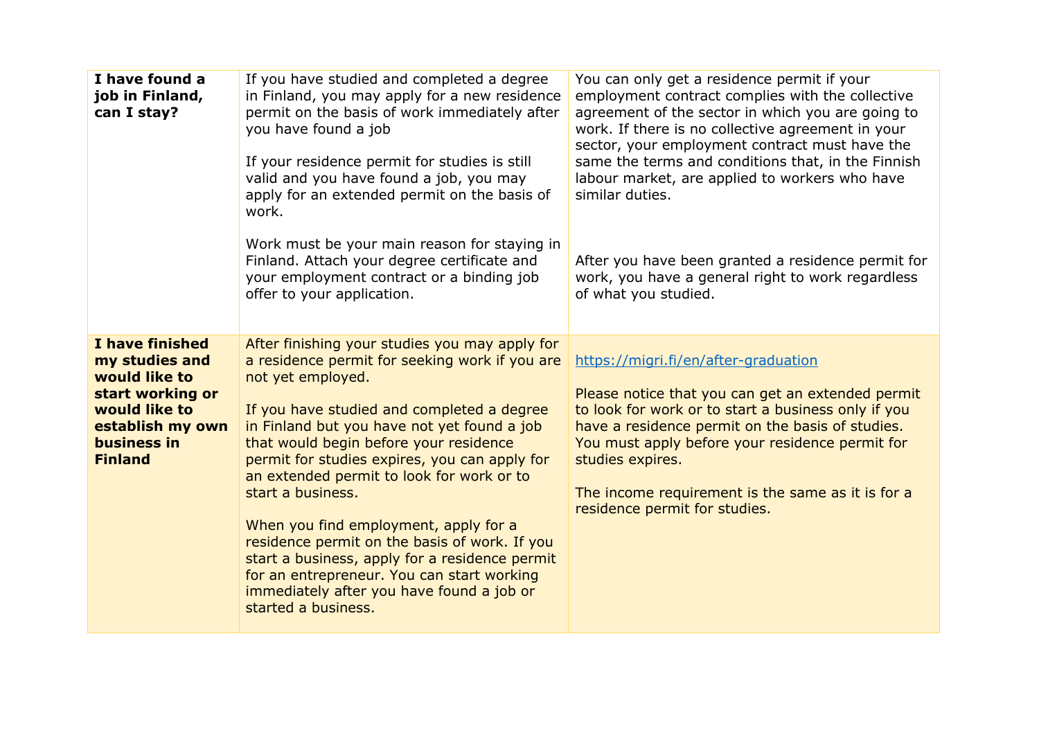| | | |
|---|---|---|
| **I have found a job in Finland, can I stay?** | If you have studied and completed a degree in Finland, you may apply for a new residence permit on the basis of work immediately after you have found a job<br><br>If your residence permit for studies is still valid and you have found a job, you may apply for an extended permit on the basis of work.<br><br>Work must be your main reason for staying in Finland. Attach your degree certificate and your employment contract or a binding job offer to your application. | You can only get a residence permit if your employment contract complies with the collective agreement of the sector in which you are going to work. If there is no collective agreement in your sector, your employment contract must have the same the terms and conditions that, in the Finnish labour market, are applied to workers who have similar duties.<br><br>After you have been granted a residence permit for work, you have a general right to work regardless of what you studied. |
| **I have finished my studies and would like to start working or would like to establish my own business in Finland** | After finishing your studies you may apply for a residence permit for seeking work if you are not yet employed.<br><br>If you have studied and completed a degree in Finland but you have not yet found a job that would begin before your residence permit for studies expires, you can apply for an extended permit to look for work or to start a business.<br><br>When you find employment, apply for a residence permit on the basis of work. If you start a business, apply for a residence permit for an entrepreneur. You can start working immediately after you have found a job or started a business. | [https://migri.fi/en/after-graduation](https://migri.fi/en/after-graduation)<br><br>Please notice that you can get an extended permit to look for work or to start a business only if you have a residence permit on the basis of studies. You must apply before your residence permit for studies expires.<br><br>The income requirement is the same as it is for a residence permit for studies. |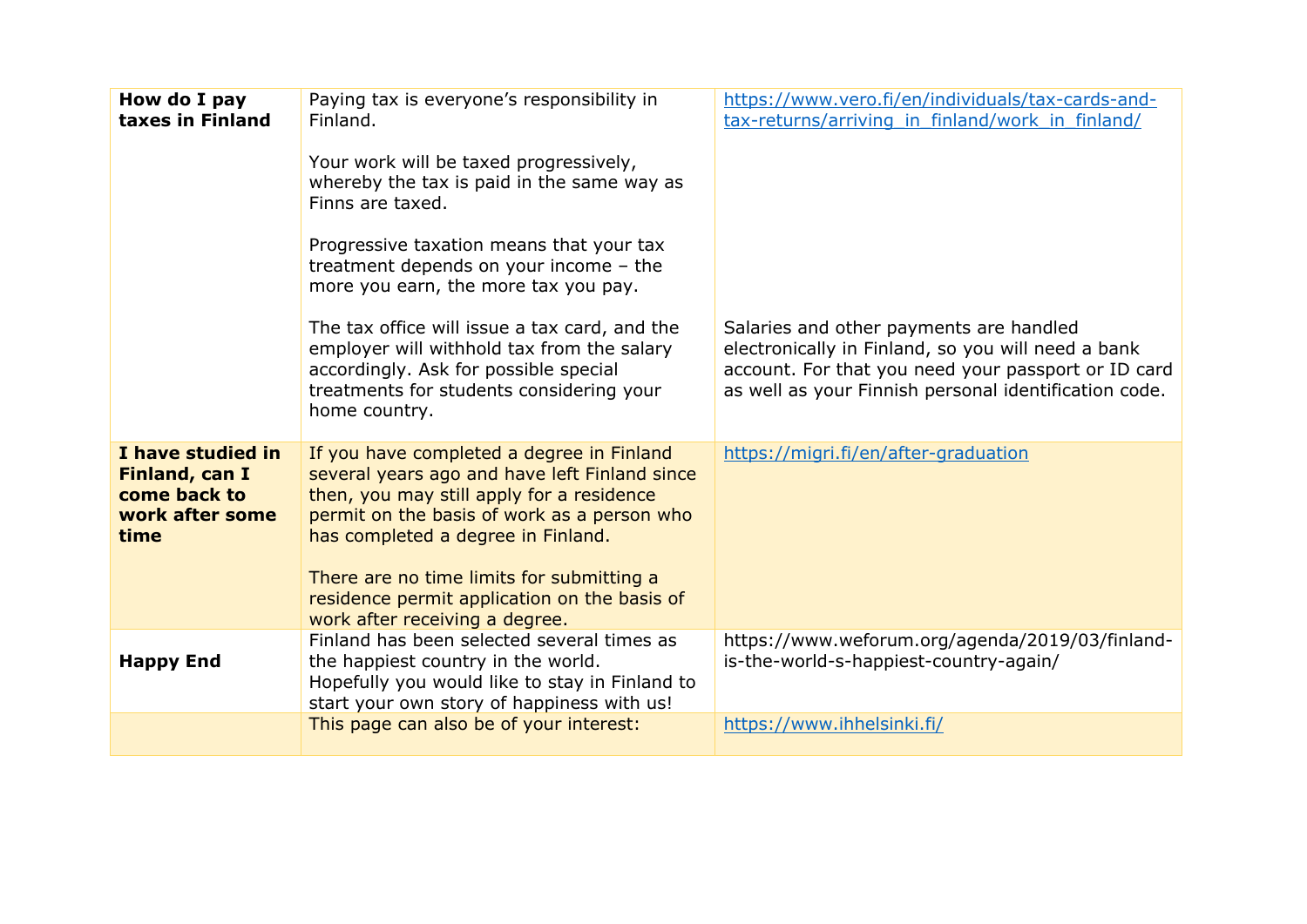| | | |
|---|---|---|
| **How do I pay taxes in Finland** | Paying tax is everyone's responsibility in Finland.<br><br>Your work will be taxed progressively, whereby the tax is paid in the same way as Finns are taxed.<br><br>Progressive taxation means that your tax treatment depends on your income – the more you earn, the more tax you pay.<br><br>The tax office will issue a tax card, and the employer will withhold tax from the salary accordingly. Ask for possible special treatments for students considering your home country. | https://www.vero.fi/en/individuals/tax-cards-and-tax-returns/arriving_in_finland/work_in_finland/<br><br>Salaries and other payments are handled electronically in Finland, so you will need a bank account. For that you need your passport or ID card as well as your Finnish personal identification code. |
| **I have studied in Finland, can I come back to work after some time** | If you have completed a degree in Finland several years ago and have left Finland since then, you may still apply for a residence permit on the basis of work as a person who has completed a degree in Finland.<br><br>There are no time limits for submitting a residence permit application on the basis of work after receiving a degree. | https://migri.fi/en/after-graduation |
| **Happy End** | Finland has been selected several times as the happiest country in the world.<br>Hopefully you would like to stay in Finland to start your own story of happiness with us! | https://www.weforum.org/agenda/2019/03/finland-is-the-world-s-happiest-country-again/ |
| | This page can also be of your interest: | https://www.ihhelsinki.fi/ |